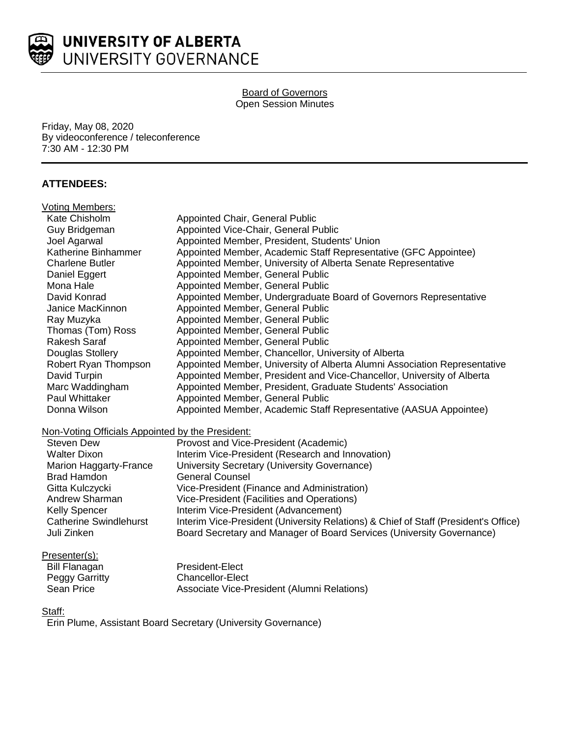# UNIVERSITY OF ALBERTA
UNIVERSITY GOVERNANCE

Board of Governors
Open Session Minutes

Friday, May 08, 2020
By videoconference / teleconference
7:30 AM - 12:30 PM

## ATTENDEES:

**Voting Members:**

| | |
|---|---|
| Kate Chisholm | Appointed Chair, General Public |
| Guy Bridgeman | Appointed Vice-Chair, General Public |
| Joel Agarwal | Appointed Member, President, Students' Union |
| Katherine Binhammer | Appointed Member, Academic Staff Representative (GFC Appointee) |
| Charlene Butler | Appointed Member, University of Alberta Senate Representative |
| Daniel Eggert | Appointed Member, General Public |
| Mona Hale | Appointed Member, General Public |
| David Konrad | Appointed Member, Undergraduate Board of Governors Representative |
| Janice MacKinnon | Appointed Member, General Public |
| Ray Muzyka | Appointed Member, General Public |
| Thomas (Tom) Ross | Appointed Member, General Public |
| Rakesh Saraf | Appointed Member, General Public |
| Douglas Stollery | Appointed Member, Chancellor, University of Alberta |
| Robert Ryan Thompson | Appointed Member, University of Alberta Alumni Association Representative |
| David Turpin | Appointed Member, President and Vice-Chancellor, University of Alberta |
| Marc Waddingham | Appointed Member, President, Graduate Students' Association |
| Paul Whittaker | Appointed Member, General Public |
| Donna Wilson | Appointed Member, Academic Staff Representative (AASUA Appointee) |

**Non-Voting Officials Appointed by the President:**

| | |
|---|---|
| Steven Dew | Provost and Vice-President (Academic) |
| Walter Dixon | Interim Vice-President (Research and Innovation) |
| Marion Haggarty-France | University Secretary (University Governance) |
| Brad Hamdon | General Counsel |
| Gitta Kulczycki | Vice-President (Finance and Administration) |
| Andrew Sharman | Vice-President (Facilities and Operations) |
| Kelly Spencer | Interim Vice-President (Advancement) |
| Catherine Swindlehurst | Interim Vice-President (University Relations) & Chief of Staff (President's Office) |
| Juli Zinken | Board Secretary and Manager of Board Services (University Governance) |

**Presenter(s):**

| | |
|---|---|
| Bill Flanagan | President-Elect |
| Peggy Garritty | Chancellor-Elect |
| Sean Price | Associate Vice-President (Alumni Relations) |

**Staff:**

Erin Plume, Assistant Board Secretary (University Governance)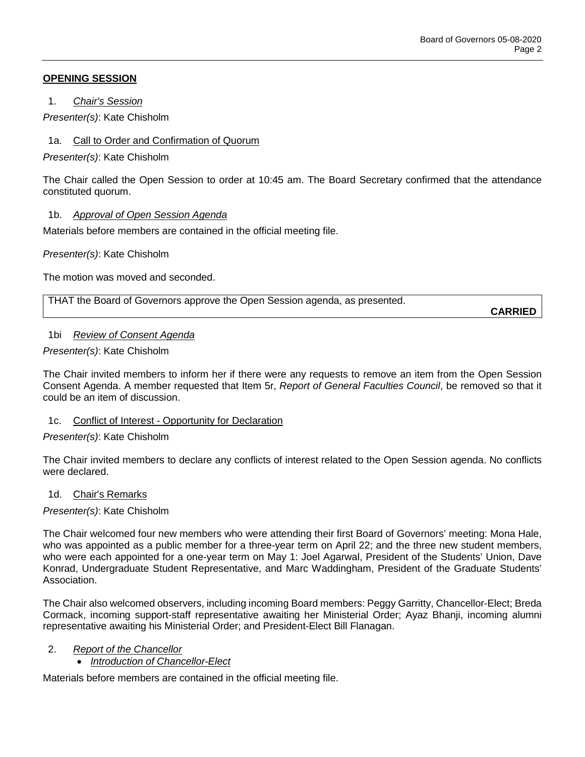**OPENING SESSION**

1. *Chair's Session*

*Presenter(s)*: Kate Chisholm

1a. Call to Order and Confirmation of Quorum

*Presenter(s)*: Kate Chisholm

The Chair called the Open Session to order at 10:45 am. The Board Secretary confirmed that the attendance constituted quorum.

1b. *Approval of Open Session Agenda*

Materials before members are contained in the official meeting file.

*Presenter(s)*: Kate Chisholm

The motion was moved and seconded.

| THAT the Board of Governors approve the Open Session agenda, as presented. **CARRIED** |
|---|

1bi *Review of Consent Agenda*

*Presenter(s)*: Kate Chisholm

The Chair invited members to inform her if there were any requests to remove an item from the Open Session Consent Agenda. A member requested that Item 5r, *Report of General Faculties Council*, be removed so that it could be an item of discussion.

1c. Conflict of Interest - Opportunity for Declaration

*Presenter(s)*: Kate Chisholm

The Chair invited members to declare any conflicts of interest related to the Open Session agenda. No conflicts were declared.

1d. Chair's Remarks

*Presenter(s)*: Kate Chisholm

The Chair welcomed four new members who were attending their first Board of Governors' meeting: Mona Hale, who was appointed as a public member for a three-year term on April 22; and the three new student members, who were each appointed for a one-year term on May 1: Joel Agarwal, President of the Students' Union, Dave Konrad, Undergraduate Student Representative, and Marc Waddingham, President of the Graduate Students' Association.

The Chair also welcomed observers, including incoming Board members: Peggy Garritty, Chancellor-Elect; Breda Cormack, incoming support-staff representative awaiting her Ministerial Order; Ayaz Bhanji, incoming alumni representative awaiting his Ministerial Order; and President-Elect Bill Flanagan.

2. *Report of the Chancellor*
    - *Introduction of Chancellor-Elect*

Materials before members are contained in the official meeting file.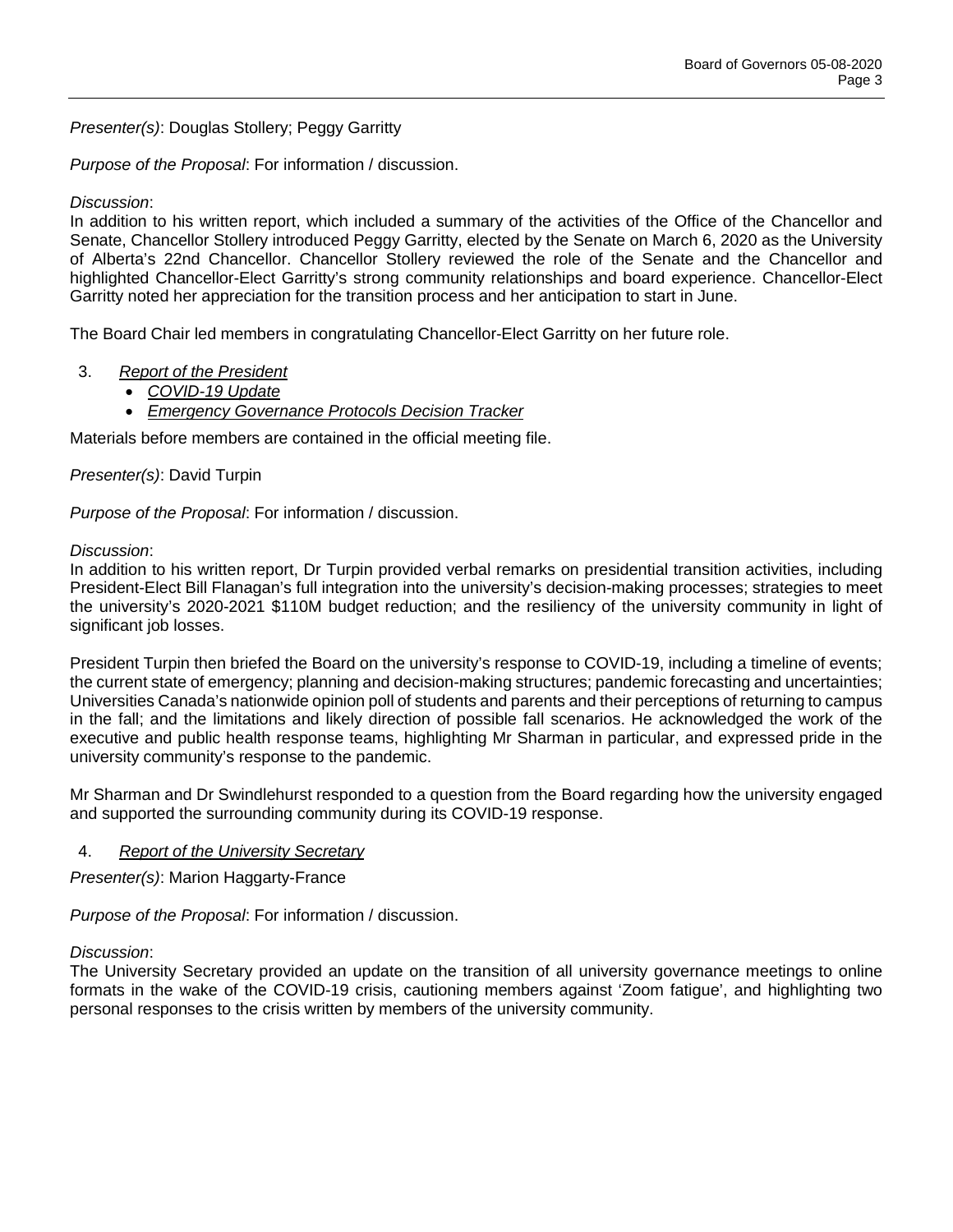*Presenter(s)*: Douglas Stollery; Peggy Garritty

*Purpose of the Proposal*: For information / discussion.

*Discussion*:
In addition to his written report, which included a summary of the activities of the Office of the Chancellor and Senate, Chancellor Stollery introduced Peggy Garritty, elected by the Senate on March 6, 2020 as the University of Alberta's 22nd Chancellor. Chancellor Stollery reviewed the role of the Senate and the Chancellor and highlighted Chancellor-Elect Garritty's strong community relationships and board experience. Chancellor-Elect Garritty noted her appreciation for the transition process and her anticipation to start in June.

The Board Chair led members in congratulating Chancellor-Elect Garritty on her future role.

3. *Report of the President*
   - *COVID-19 Update*
   - *Emergency Governance Protocols Decision Tracker*

Materials before members are contained in the official meeting file.

*Presenter(s)*: David Turpin

*Purpose of the Proposal*: For information / discussion.

*Discussion*:
In addition to his written report, Dr Turpin provided verbal remarks on presidential transition activities, including President-Elect Bill Flanagan's full integration into the university's decision-making processes; strategies to meet the university's 2020-2021 $110M budget reduction; and the resiliency of the university community in light of significant job losses.

President Turpin then briefed the Board on the university's response to COVID-19, including a timeline of events; the current state of emergency; planning and decision-making structures; pandemic forecasting and uncertainties; Universities Canada's nationwide opinion poll of students and parents and their perceptions of returning to campus in the fall; and the limitations and likely direction of possible fall scenarios. He acknowledged the work of the executive and public health response teams, highlighting Mr Sharman in particular, and expressed pride in the university community's response to the pandemic.

Mr Sharman and Dr Swindlehurst responded to a question from the Board regarding how the university engaged and supported the surrounding community during its COVID-19 response.

4. *Report of the University Secretary*

*Presenter(s)*: Marion Haggarty-France

*Purpose of the Proposal*: For information / discussion.

*Discussion*:
The University Secretary provided an update on the transition of all university governance meetings to online formats in the wake of the COVID-19 crisis, cautioning members against 'Zoom fatigue', and highlighting two personal responses to the crisis written by members of the university community.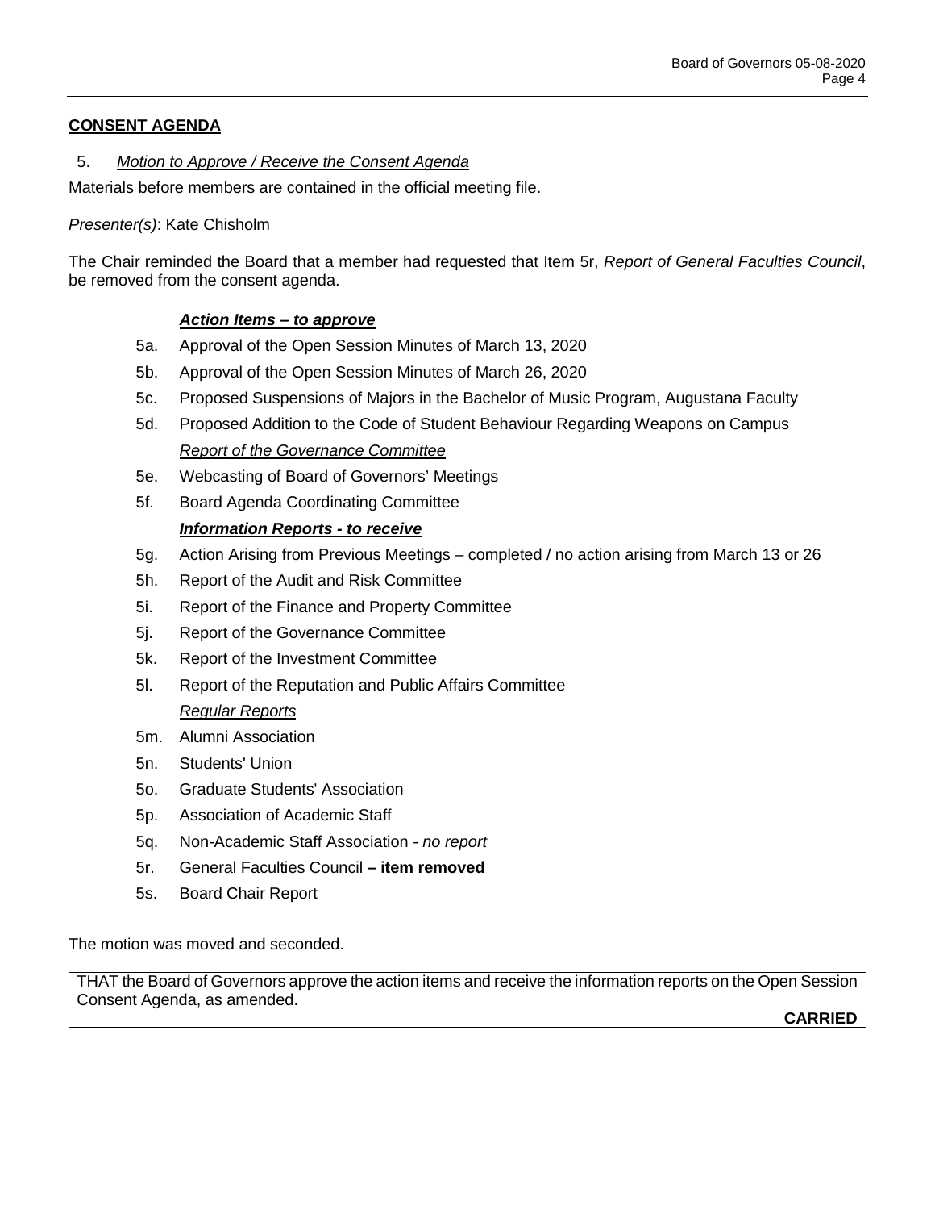## CONSENT AGENDA

5. *Motion to Approve / Receive the Consent Agenda*

Materials before members are contained in the official meeting file.

*Presenter(s)*: Kate Chisholm

The Chair reminded the Board that a member had requested that Item 5r, *Report of General Faculties Council*, be removed from the consent agenda.

***Action Items – to approve***

- 5a. Approval of the Open Session Minutes of March 13, 2020
- 5b. Approval of the Open Session Minutes of March 26, 2020
- 5c. Proposed Suspensions of Majors in the Bachelor of Music Program, Augustana Faculty
- 5d. Proposed Addition to the Code of Student Behaviour Regarding Weapons on Campus

*Report of the Governance Committee*

- 5e. Webcasting of Board of Governors' Meetings
- 5f. Board Agenda Coordinating Committee

***Information Reports - to receive***

- 5g. Action Arising from Previous Meetings – completed / no action arising from March 13 or 26
- 5h. Report of the Audit and Risk Committee
- 5i. Report of the Finance and Property Committee
- 5j. Report of the Governance Committee
- 5k. Report of the Investment Committee
- 5l. Report of the Reputation and Public Affairs Committee

*Regular Reports*

- 5m. Alumni Association
- 5n. Students' Union
- 5o. Graduate Students' Association
- 5p. Association of Academic Staff
- 5q. Non-Academic Staff Association - *no report*
- 5r. General Faculties Council **– item removed**
- 5s. Board Chair Report

The motion was moved and seconded.

THAT the Board of Governors approve the action items and receive the information reports on the Open Session Consent Agenda, as amended.

**CARRIED**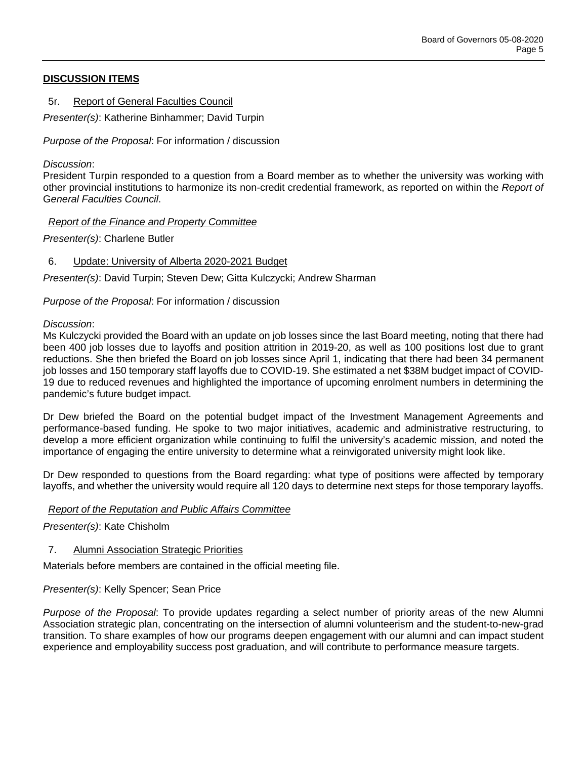## DISCUSSION ITEMS

5r. Report of General Faculties Council

*Presenter(s)*: Katherine Binhammer; David Turpin

*Purpose of the Proposal*: For information / discussion

*Discussion*:

President Turpin responded to a question from a Board member as to whether the university was working with other provincial institutions to harmonize its non-credit credential framework, as reported on within the *Report of General Faculties Council*.

*Report of the Finance and Property Committee*

*Presenter(s)*: Charlene Butler

6. Update: University of Alberta 2020-2021 Budget

*Presenter(s)*: David Turpin; Steven Dew; Gitta Kulczycki; Andrew Sharman

*Purpose of the Proposal*: For information / discussion

*Discussion*:

Ms Kulczycki provided the Board with an update on job losses since the last Board meeting, noting that there had been 400 job losses due to layoffs and position attrition in 2019-20, as well as 100 positions lost due to grant reductions. She then briefed the Board on job losses since April 1, indicating that there had been 34 permanent job losses and 150 temporary staff layoffs due to COVID-19. She estimated a net $38M budget impact of COVID-19 due to reduced revenues and highlighted the importance of upcoming enrolment numbers in determining the pandemic's future budget impact.

Dr Dew briefed the Board on the potential budget impact of the Investment Management Agreements and performance-based funding. He spoke to two major initiatives, academic and administrative restructuring, to develop a more efficient organization while continuing to fulfil the university's academic mission, and noted the importance of engaging the entire university to determine what a reinvigorated university might look like.

Dr Dew responded to questions from the Board regarding: what type of positions were affected by temporary layoffs, and whether the university would require all 120 days to determine next steps for those temporary layoffs.

*Report of the Reputation and Public Affairs Committee*

*Presenter(s)*: Kate Chisholm

7. Alumni Association Strategic Priorities

Materials before members are contained in the official meeting file.

*Presenter(s)*: Kelly Spencer; Sean Price

*Purpose of the Proposal*: To provide updates regarding a select number of priority areas of the new Alumni Association strategic plan, concentrating on the intersection of alumni volunteerism and the student-to-new-grad transition. To share examples of how our programs deepen engagement with our alumni and can impact student experience and employability success post graduation, and will contribute to performance measure targets.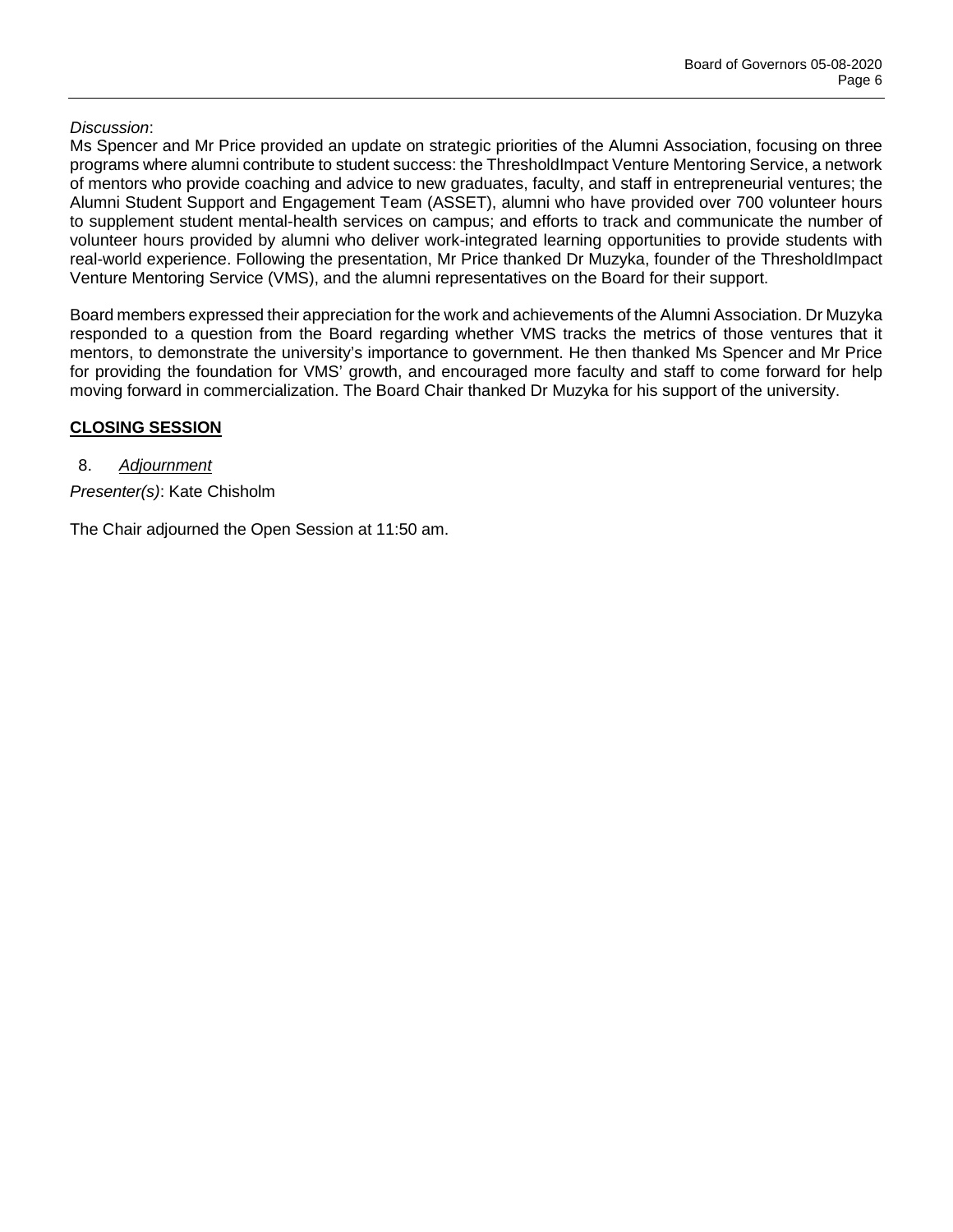*Discussion*:

Ms Spencer and Mr Price provided an update on strategic priorities of the Alumni Association, focusing on three programs where alumni contribute to student success: the ThresholdImpact Venture Mentoring Service, a network of mentors who provide coaching and advice to new graduates, faculty, and staff in entrepreneurial ventures; the Alumni Student Support and Engagement Team (ASSET), alumni who have provided over 700 volunteer hours to supplement student mental-health services on campus; and efforts to track and communicate the number of volunteer hours provided by alumni who deliver work-integrated learning opportunities to provide students with real-world experience. Following the presentation, Mr Price thanked Dr Muzyka, founder of the ThresholdImpact Venture Mentoring Service (VMS), and the alumni representatives on the Board for their support.

Board members expressed their appreciation for the work and achievements of the Alumni Association. Dr Muzyka responded to a question from the Board regarding whether VMS tracks the metrics of those ventures that it mentors, to demonstrate the university's importance to government. He then thanked Ms Spencer and Mr Price for providing the foundation for VMS' growth, and encouraged more faculty and staff to come forward for help moving forward in commercialization. The Board Chair thanked Dr Muzyka for his support of the university.

## CLOSING SESSION

8. *Adjournment*

*Presenter(s)*: Kate Chisholm

The Chair adjourned the Open Session at 11:50 am.